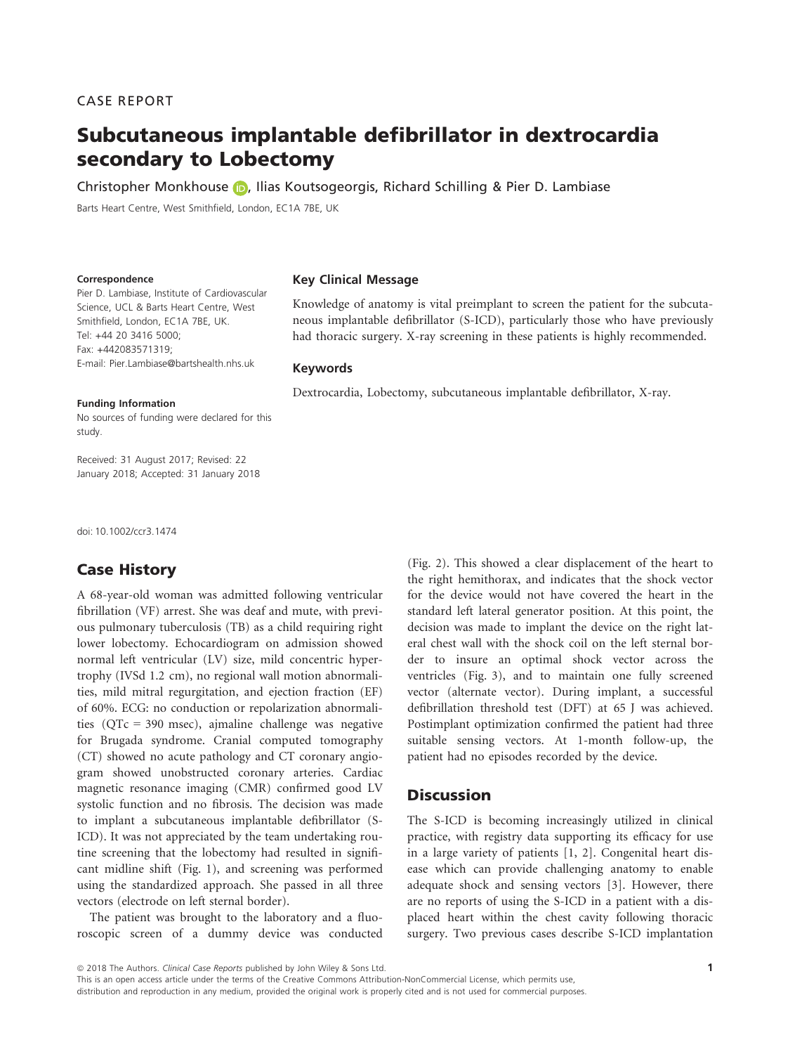CASE REPORT

# Subcutaneous implantable defibrillator in dextrocardia secondary to Lobectomy

Christopher Monkhouse, Ilias Koutsogeorgis, Richard Schilling & Pier D. Lambiase

Barts Heart Centre, West Smithfield, London, EC1A 7BE, UK

**Correspondence**
Pier D. Lambiase, Institute of Cardiovascular Science, UCL & Barts Heart Centre, West Smithfield, London, EC1A 7BE, UK.
Tel: +44 20 3416 5000;
Fax: +442083571319;
E-mail: Pier.Lambiase@bartshealth.nhs.uk

**Funding Information**
No sources of funding were declared for this study.

Received: 31 August 2017; Revised: 22 January 2018; Accepted: 31 January 2018

doi: 10.1002/ccr3.1474

### Key Clinical Message

Knowledge of anatomy is vital preimplant to screen the patient for the subcutaneous implantable defibrillator (S-ICD), particularly those who have previously had thoracic surgery. X-ray screening in these patients is highly recommended.

### Keywords

Dextrocardia, Lobectomy, subcutaneous implantable defibrillator, X-ray.

## Case History

A 68-year-old woman was admitted following ventricular fibrillation (VF) arrest. She was deaf and mute, with previous pulmonary tuberculosis (TB) as a child requiring right lower lobectomy. Echocardiogram on admission showed normal left ventricular (LV) size, mild concentric hypertrophy (IVSd 1.2 cm), no regional wall motion abnormalities, mild mitral regurgitation, and ejection fraction (EF) of 60%. ECG: no conduction or repolarization abnormalities (QTc = 390 msec), ajmaline challenge was negative for Brugada syndrome. Cranial computed tomography (CT) showed no acute pathology and CT coronary angiogram showed unobstructed coronary arteries. Cardiac magnetic resonance imaging (CMR) confirmed good LV systolic function and no fibrosis. The decision was made to implant a subcutaneous implantable defibrillator (S-ICD). It was not appreciated by the team undertaking routine screening that the lobectomy had resulted in significant midline shift (Fig. 1), and screening was performed using the standardized approach. She passed in all three vectors (electrode on left sternal border).

The patient was brought to the laboratory and a fluoroscopic screen of a dummy device was conducted (Fig. 2). This showed a clear displacement of the heart to the right hemithorax, and indicates that the shock vector for the device would not have covered the heart in the standard left lateral generator position. At this point, the decision was made to implant the device on the right lateral chest wall with the shock coil on the left sternal border to insure an optimal shock vector across the ventricles (Fig. 3), and to maintain one fully screened vector (alternate vector). During implant, a successful defibrillation threshold test (DFT) at 65 J was achieved. Postimplant optimization confirmed the patient had three suitable sensing vectors. At 1-month follow-up, the patient had no episodes recorded by the device.

## Discussion

The S-ICD is becoming increasingly utilized in clinical practice, with registry data supporting its efficacy for use in a large variety of patients [1, 2]. Congenital heart disease which can provide challenging anatomy to enable adequate shock and sensing vectors [3]. However, there are no reports of using the S-ICD in a patient with a displaced heart within the chest cavity following thoracic surgery. Two previous cases describe S-ICD implantation

© 2018 The Authors. *Clinical Case Reports* published by John Wiley & Sons Ltd.
This is an open access article under the terms of the Creative Commons Attribution-NonCommercial License, which permits use, distribution and reproduction in any medium, provided the original work is properly cited and is not used for commercial purposes.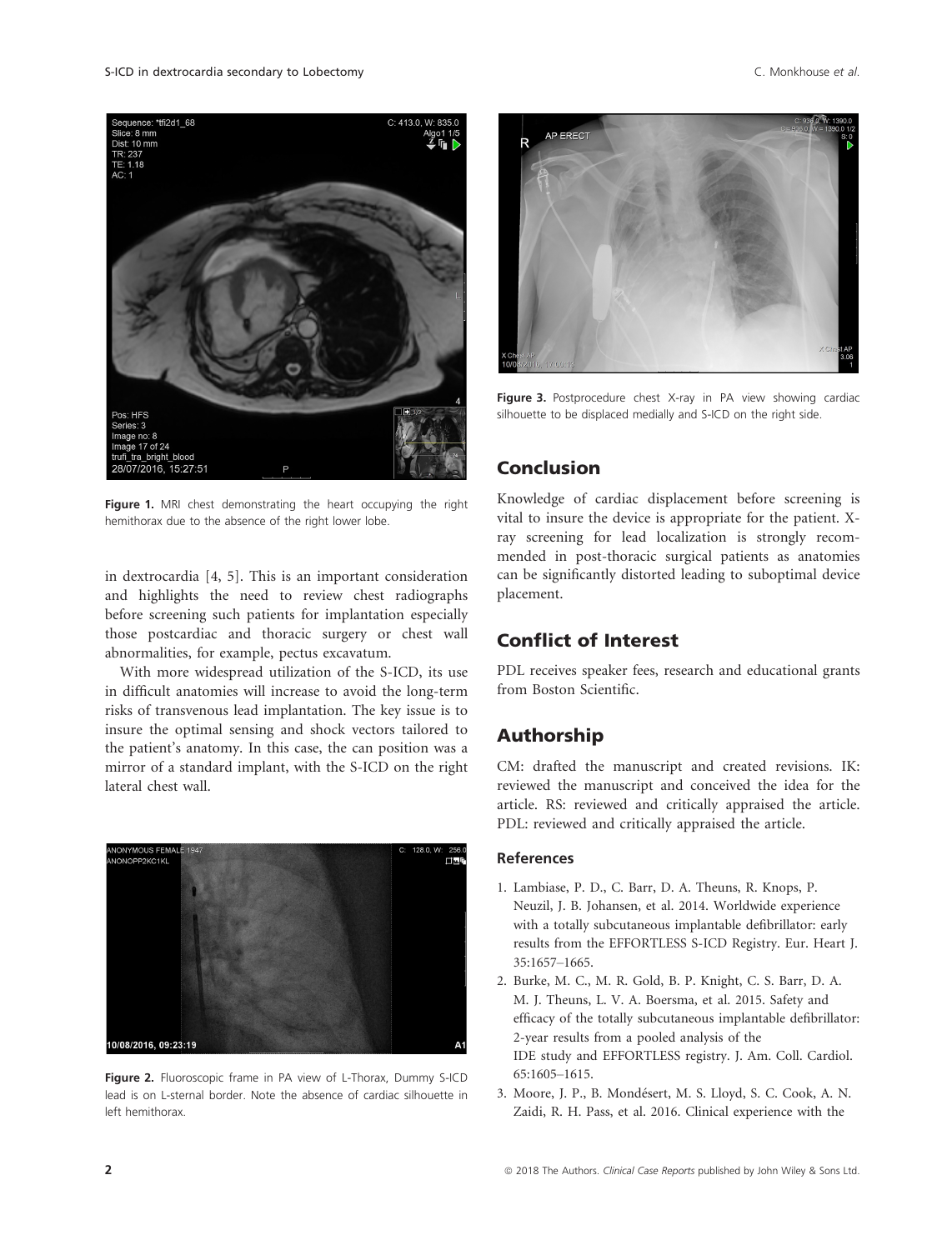Figure 1. MRI chest demonstrating the heart occupying the right hemithorax due to the absence of the right lower lobe.

in dextrocardia [4, 5]. This is an important consideration and highlights the need to review chest radiographs before screening such patients for implantation especially those postcardiac and thoracic surgery or chest wall abnormalities, for example, pectus excavatum.

With more widespread utilization of the S-ICD, its use in difficult anatomies will increase to avoid the long-term risks of transvenous lead implantation. The key issue is to insure the optimal sensing and shock vectors tailored to the patient's anatomy. In this case, the can position was a mirror of a standard implant, with the S-ICD on the right lateral chest wall.

Figure 2. Fluoroscopic frame in PA view of L-Thorax, Dummy S-ICD lead is on L-sternal border. Note the absence of cardiac silhouette in left hemithorax.

Figure 3. Postprocedure chest X-ray in PA view showing cardiac silhouette to be displaced medially and S-ICD on the right side.

## Conclusion

Knowledge of cardiac displacement before screening is vital to insure the device is appropriate for the patient. X-ray screening for lead localization is strongly recommended in post-thoracic surgical patients as anatomies can be significantly distorted leading to suboptimal device placement.

## Conflict of Interest

PDL receives speaker fees, research and educational grants from Boston Scientific.

## Authorship

CM: drafted the manuscript and created revisions. IK: reviewed the manuscript and conceived the idea for the article. RS: reviewed and critically appraised the article. PDL: reviewed and critically appraised the article.

### References

1. Lambiase, P. D., C. Barr, D. A. Theuns, R. Knops, P. Neuzil, J. B. Johansen, et al. 2014. Worldwide experience with a totally subcutaneous implantable defibrillator: early results from the EFFORTLESS S-ICD Registry. Eur. Heart J. 35:1657–1665.
2. Burke, M. C., M. R. Gold, B. P. Knight, C. S. Barr, D. A. M. J. Theuns, L. V. A. Boersma, et al. 2015. Safety and efficacy of the totally subcutaneous implantable defibrillator: 2-year results from a pooled analysis of the IDE study and EFFORTLESS registry. J. Am. Coll. Cardiol. 65:1605–1615.
3. Moore, J. P., B. Mondésert, M. S. Lloyd, S. C. Cook, A. N. Zaidi, R. H. Pass, et al. 2016. Clinical experience with the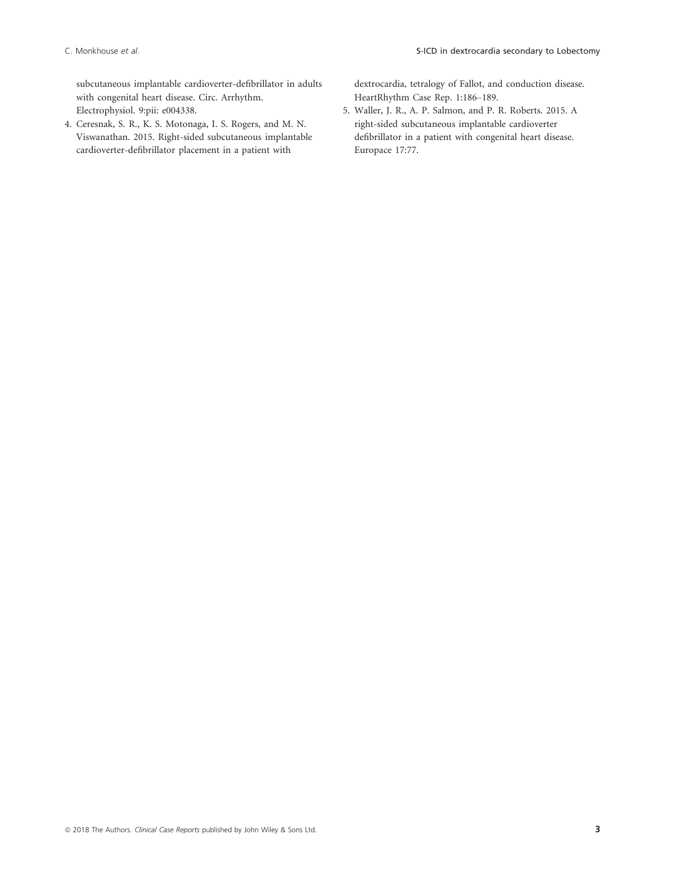subcutaneous implantable cardioverter-defibrillator in adults with congenital heart disease. Circ. Arrhythm. Electrophysiol. 9:pii: e004338.

4. Ceresnak, S. R., K. S. Motonaga, I. S. Rogers, and M. N. Viswanathan. 2015. Right-sided subcutaneous implantable cardioverter-defibrillator placement in a patient with dextrocardia, tetralogy of Fallot, and conduction disease. HeartRhythm Case Rep. 1:186–189.
5. Waller, J. R., A. P. Salmon, and P. R. Roberts. 2015. A right-sided subcutaneous implantable cardioverter defibrillator in a patient with congenital heart disease. Europace 17:77.